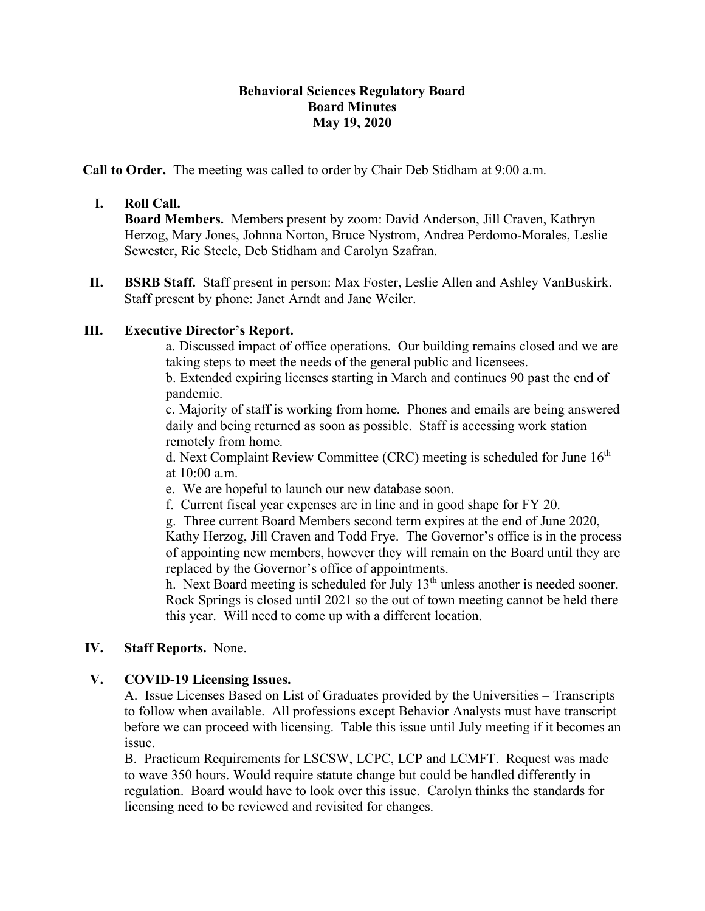**Behavioral Sciences Regulatory Board**
**Board Minutes**
**May 19, 2020**

**Call to Order.** The meeting was called to order by Chair Deb Stidham at 9:00 a.m.

**I. Roll Call.**
**Board Members.** Members present by zoom: David Anderson, Jill Craven, Kathryn Herzog, Mary Jones, Johnna Norton, Bruce Nystrom, Andrea Perdomo-Morales, Leslie Sewester, Ric Steele, Deb Stidham and Carolyn Szafran.

**II. BSRB Staff.** Staff present in person: Max Foster, Leslie Allen and Ashley VanBuskirk. Staff present by phone: Janet Arndt and Jane Weiler.

**III. Executive Director's Report.**

a. Discussed impact of office operations. Our building remains closed and we are taking steps to meet the needs of the general public and licensees.
b. Extended expiring licenses starting in March and continues 90 past the end of pandemic.
c. Majority of staff is working from home. Phones and emails are being answered daily and being returned as soon as possible. Staff is accessing work station remotely from home.
d. Next Complaint Review Committee (CRC) meeting is scheduled for June 16th at 10:00 a.m.
e. We are hopeful to launch our new database soon.
f. Current fiscal year expenses are in line and in good shape for FY 20.
g. Three current Board Members second term expires at the end of June 2020, Kathy Herzog, Jill Craven and Todd Frye. The Governor's office is in the process of appointing new members, however they will remain on the Board until they are replaced by the Governor's office of appointments.
h. Next Board meeting is scheduled for July 13th unless another is needed sooner. Rock Springs is closed until 2021 so the out of town meeting cannot be held there this year. Will need to come up with a different location.

**IV. Staff Reports.** None.

**V. COVID-19 Licensing Issues.**
A. Issue Licenses Based on List of Graduates provided by the Universities – Transcripts to follow when available. All professions except Behavior Analysts must have transcript before we can proceed with licensing. Table this issue until July meeting if it becomes an issue.
B. Practicum Requirements for LSCSW, LCPC, LCP and LCMFT. Request was made to wave 350 hours. Would require statute change but could be handled differently in regulation. Board would have to look over this issue. Carolyn thinks the standards for licensing need to be reviewed and revisited for changes.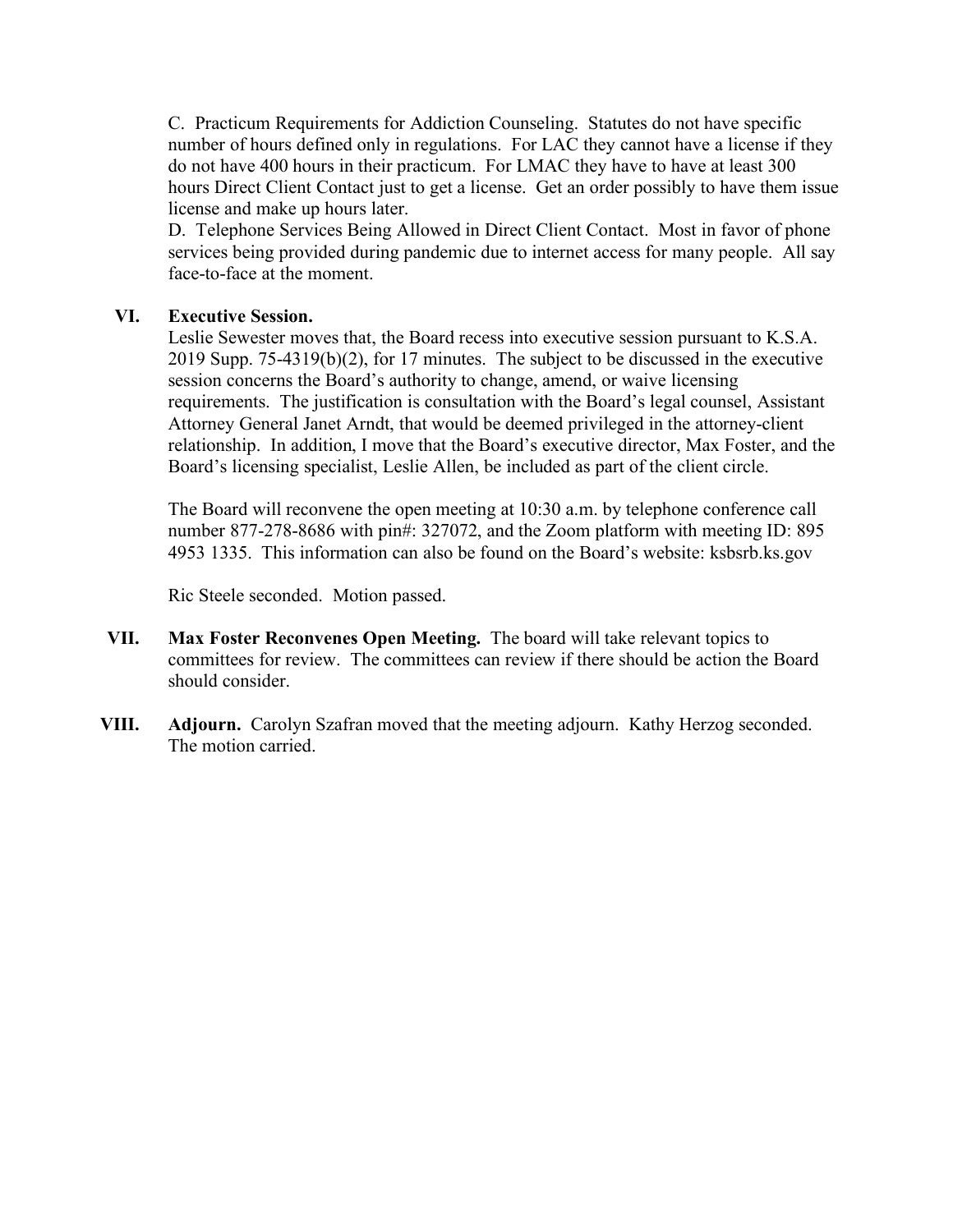C. Practicum Requirements for Addiction Counseling. Statutes do not have specific number of hours defined only in regulations. For LAC they cannot have a license if they do not have 400 hours in their practicum. For LMAC they have to have at least 300 hours Direct Client Contact just to get a license. Get an order possibly to have them issue license and make up hours later.

D. Telephone Services Being Allowed in Direct Client Contact. Most in favor of phone services being provided during pandemic due to internet access for many people. All say face-to-face at the moment.

## VI. Executive Session.

Leslie Sewester moves that, the Board recess into executive session pursuant to K.S.A. 2019 Supp. 75-4319(b)(2), for 17 minutes. The subject to be discussed in the executive session concerns the Board's authority to change, amend, or waive licensing requirements. The justification is consultation with the Board's legal counsel, Assistant Attorney General Janet Arndt, that would be deemed privileged in the attorney-client relationship. In addition, I move that the Board's executive director, Max Foster, and the Board's licensing specialist, Leslie Allen, be included as part of the client circle.

The Board will reconvene the open meeting at 10:30 a.m. by telephone conference call number 877-278-8686 with pin#: 327072, and the Zoom platform with meeting ID: 895 4953 1335. This information can also be found on the Board's website: ksbsrb.ks.gov

Ric Steele seconded. Motion passed.

## VII. Max Foster Reconvenes Open Meeting.

The board will take relevant topics to committees for review. The committees can review if there should be action the Board should consider.

## VIII. Adjourn.

Carolyn Szafran moved that the meeting adjourn. Kathy Herzog seconded. The motion carried.